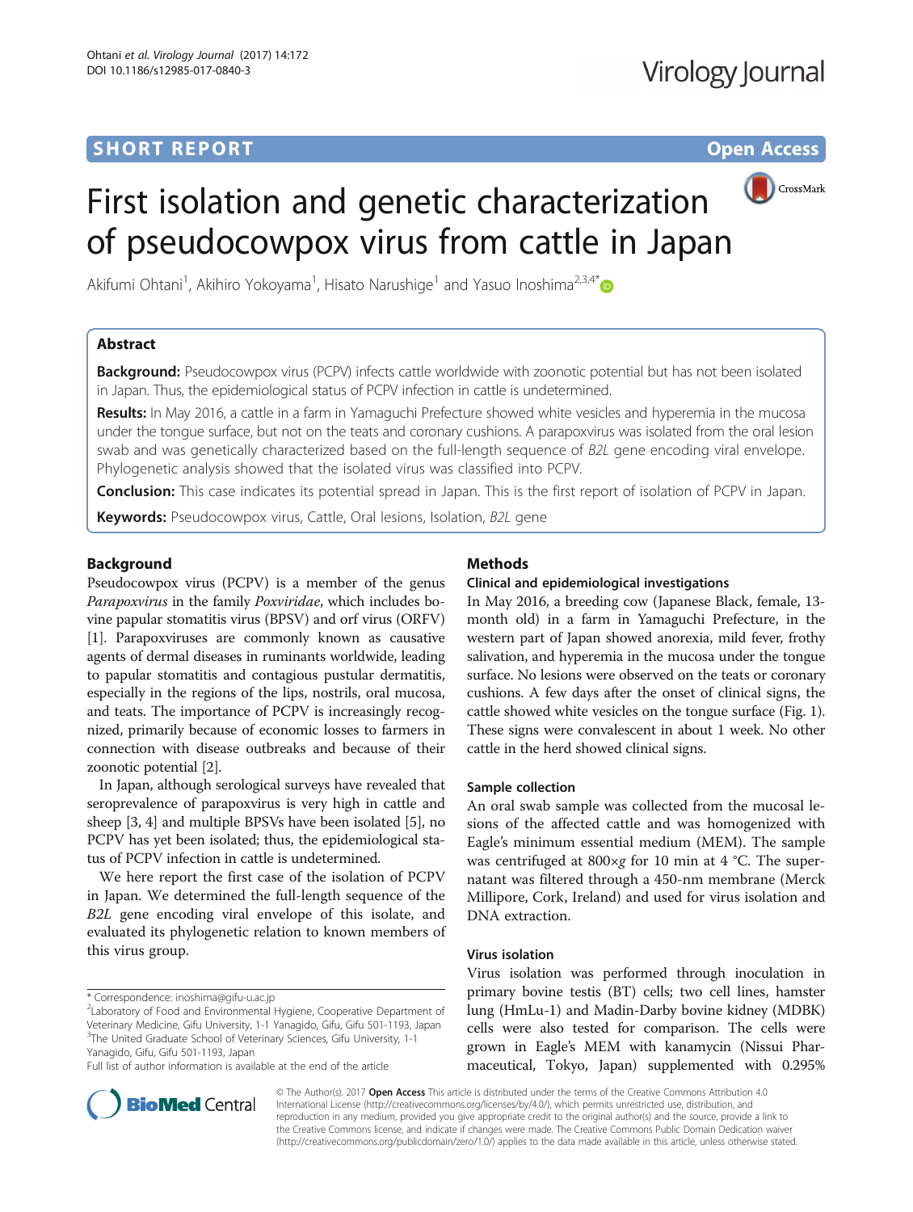SHORT REPORT

Open Access

# First isolation and genetic characterization of pseudocowpox virus from cattle in Japan

Akifumi Ohtani[1], Akihiro Yokoyama[1], Hisato Narushige[1] and Yasuo Inoshima[2,3,4*]

## Abstract

**Background:** Pseudocowpox virus (PCPV) infects cattle worldwide with zoonotic potential but has not been isolated in Japan. Thus, the epidemiological status of PCPV infection in cattle is undetermined.

**Results:** In May 2016, a cattle in a farm in Yamaguchi Prefecture showed white vesicles and hyperemia in the mucosa under the tongue surface, but not on the teats and coronary cushions. A parapoxvirus was isolated from the oral lesion swab and was genetically characterized based on the full-length sequence of *B2L* gene encoding viral envelope. Phylogenetic analysis showed that the isolated virus was classified into PCPV.

**Conclusion:** This case indicates its potential spread in Japan. This is the first report of isolation of PCPV in Japan.

**Keywords:** Pseudocowpox virus, Cattle, Oral lesions, Isolation, *B2L* gene

## Background

Pseudocowpox virus (PCPV) is a member of the genus *Parapoxvirus* in the family *Poxviridae*, which includes bovine papular stomatitis virus (BPSV) and orf virus (ORFV) [1]. Parapoxviruses are commonly known as causative agents of dermal diseases in ruminants worldwide, leading to papular stomatitis and contagious pustular dermatitis, especially in the regions of the lips, nostrils, oral mucosa, and teats. The importance of PCPV is increasingly recognized, primarily because of economic losses to farmers in connection with disease outbreaks and because of their zoonotic potential [2].

In Japan, although serological surveys have revealed that seroprevalence of parapoxvirus is very high in cattle and sheep [3, 4] and multiple BPSVs have been isolated [5], no PCPV has yet been isolated; thus, the epidemiological status of PCPV infection in cattle is undetermined.

We here report the first case of the isolation of PCPV in Japan. We determined the full-length sequence of the *B2L* gene encoding viral envelope of this isolate, and evaluated its phylogenetic relation to known members of this virus group.

\* Correspondence: inoshima@gifu-u.ac.jp

[2]Laboratory of Food and Environmental Hygiene, Cooperative Department of Veterinary Medicine, Gifu University, 1-1 Yanagido, Gifu, Gifu 501-1193, Japan

[3]The United Graduate School of Veterinary Sciences, Gifu University, 1-1 Yanagido, Gifu, Gifu 501-1193, Japan

Full list of author information is available at the end of the article

## Methods

### Clinical and epidemiological investigations

In May 2016, a breeding cow (Japanese Black, female, 13-month old) in a farm in Yamaguchi Prefecture, in the western part of Japan showed anorexia, mild fever, frothy salivation, and hyperemia in the mucosa under the tongue surface. No lesions were observed on the teats or coronary cushions. A few days after the onset of clinical signs, the cattle showed white vesicles on the tongue surface (Fig. 1). These signs were convalescent in about 1 week. No other cattle in the herd showed clinical signs.

### Sample collection

An oral swab sample was collected from the mucosal lesions of the affected cattle and was homogenized with Eagle's minimum essential medium (MEM). The sample was centrifuged at 800×*g* for 10 min at 4 °C. The supernatant was filtered through a 450-nm membrane (Merck Millipore, Cork, Ireland) and used for virus isolation and DNA extraction.

### Virus isolation

Virus isolation was performed through inoculation in primary bovine testis (BT) cells; two cell lines, hamster lung (HmLu-1) and Madin-Darby bovine kidney (MDBK) cells were also tested for comparison. The cells were grown in Eagle's MEM with kanamycin (Nissui Pharmaceutical, Tokyo, Japan) supplemented with 0.295%

© The Author(s). 2017 **Open Access** This article is distributed under the terms of the Creative Commons Attribution 4.0 International License (http://creativecommons.org/licenses/by/4.0/), which permits unrestricted use, distribution, and reproduction in any medium, provided you give appropriate credit to the original author(s) and the source, provide a link to the Creative Commons license, and indicate if changes were made. The Creative Commons Public Domain Dedication waiver (http://creativecommons.org/publicdomain/zero/1.0/) applies to the data made available in this article, unless otherwise stated.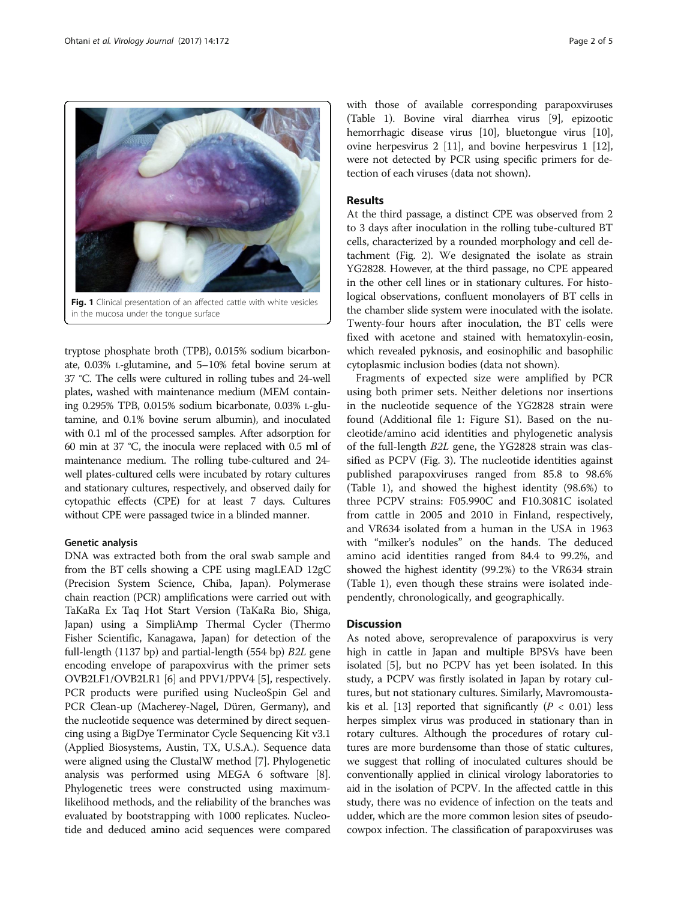Fig. 1 Clinical presentation of an affected cattle with white vesicles in the mucosa under the tongue surface

tryptose phosphate broth (TPB), 0.015% sodium bicarbonate, 0.03% L-glutamine, and 5–10% fetal bovine serum at 37 °C. The cells were cultured in rolling tubes and 24-well plates, washed with maintenance medium (MEM containing 0.295% TPB, 0.015% sodium bicarbonate, 0.03% L-glutamine, and 0.1% bovine serum albumin), and inoculated with 0.1 ml of the processed samples. After adsorption for 60 min at 37 °C, the inocula were replaced with 0.5 ml of maintenance medium. The rolling tube-cultured and 24-well plates-cultured cells were incubated by rotary cultures and stationary cultures, respectively, and observed daily for cytopathic effects (CPE) for at least 7 days. Cultures without CPE were passaged twice in a blinded manner.

### Genetic analysis

DNA was extracted both from the oral swab sample and from the BT cells showing a CPE using magLEAD 12gC (Precision System Science, Chiba, Japan). Polymerase chain reaction (PCR) amplifications were carried out with TaKaRa Ex Taq Hot Start Version (TaKaRa Bio, Shiga, Japan) using a SimpliAmp Thermal Cycler (Thermo Fisher Scientific, Kanagawa, Japan) for detection of the full-length (1137 bp) and partial-length (554 bp) *B2L* gene encoding envelope of parapoxvirus with the primer sets OVB2LF1/OVB2LR1 [6] and PPV1/PPV4 [5], respectively. PCR products were purified using NucleoSpin Gel and PCR Clean-up (Macherey-Nagel, Düren, Germany), and the nucleotide sequence was determined by direct sequencing using a BigDye Terminator Cycle Sequencing Kit v3.1 (Applied Biosystems, Austin, TX, U.S.A.). Sequence data were aligned using the ClustalW method [7]. Phylogenetic analysis was performed using MEGA 6 software [8]. Phylogenetic trees were constructed using maximum-likelihood methods, and the reliability of the branches was evaluated by bootstrapping with 1000 replicates. Nucleotide and deduced amino acid sequences were compared with those of available corresponding parapoxviruses (Table 1). Bovine viral diarrhea virus [9], epizootic hemorrhagic disease virus [10], bluetongue virus [10], ovine herpesvirus 2 [11], and bovine herpesvirus 1 [12], were not detected by PCR using specific primers for detection of each viruses (data not shown).

## Results

At the third passage, a distinct CPE was observed from 2 to 3 days after inoculation in the rolling tube-cultured BT cells, characterized by a rounded morphology and cell detachment (Fig. 2). We designated the isolate as strain YG2828. However, at the third passage, no CPE appeared in the other cell lines or in stationary cultures. For histological observations, confluent monolayers of BT cells in the chamber slide system were inoculated with the isolate. Twenty-four hours after inoculation, the BT cells were fixed with acetone and stained with hematoxylin-eosin, which revealed pyknosis, and eosinophilic and basophilic cytoplasmic inclusion bodies (data not shown).

Fragments of expected size were amplified by PCR using both primer sets. Neither deletions nor insertions in the nucleotide sequence of the YG2828 strain were found (Additional file 1: Figure S1). Based on the nucleotide/amino acid identities and phylogenetic analysis of the full-length *B2L* gene, the YG2828 strain was classified as PCPV (Fig. 3). The nucleotide identities against published parapoxviruses ranged from 85.8 to 98.6% (Table 1), and showed the highest identity (98.6%) to three PCPV strains: F05.990C and F10.3081C isolated from cattle in 2005 and 2010 in Finland, respectively, and VR634 isolated from a human in the USA in 1963 with "milker's nodules" on the hands. The deduced amino acid identities ranged from 84.4 to 99.2%, and showed the highest identity (99.2%) to the VR634 strain (Table 1), even though these strains were isolated independently, chronologically, and geographically.

## Discussion

As noted above, seroprevalence of parapoxvirus is very high in cattle in Japan and multiple BPSVs have been isolated [5], but no PCPV has yet been isolated. In this study, a PCPV was firstly isolated in Japan by rotary cultures, but not stationary cultures. Similarly, Mavromoustakis et al. [13] reported that significantly ($P < 0.01$) less herpes simplex virus was produced in stationary than in rotary cultures. Although the procedures of rotary cultures are more burdensome than those of static cultures, we suggest that rolling of inoculated cultures should be conventionally applied in clinical virology laboratories to aid in the isolation of PCPV. In the affected cattle in this study, there was no evidence of infection on the teats and udder, which are the more common lesion sites of pseudocowpox infection. The classification of parapoxviruses was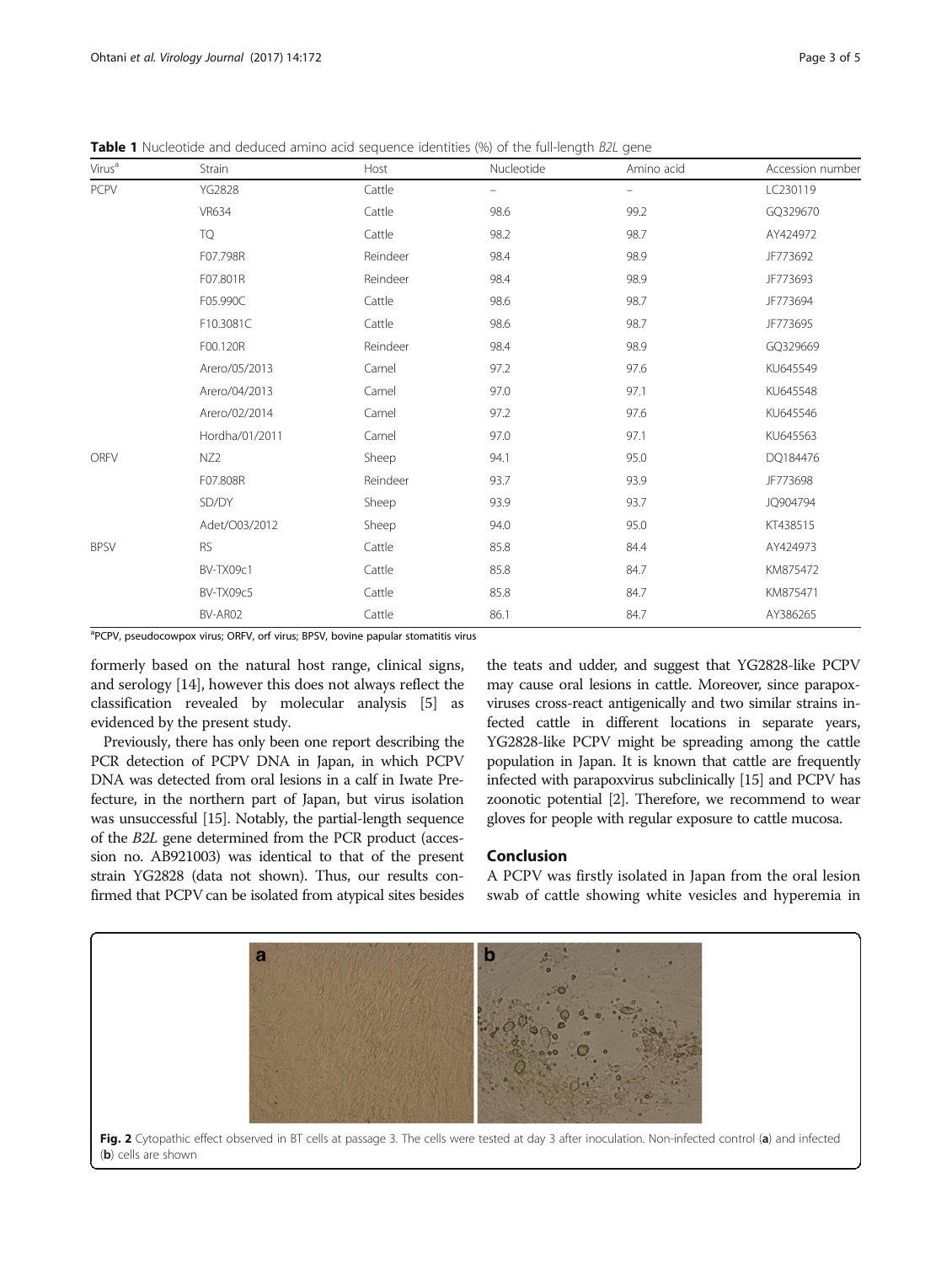**Table 1** Nucleotide and deduced amino acid sequence identities (%) of the full-length *B2L* gene

| Virus[a] | Strain | Host | Nucleotide | Amino acid | Accession number |
|---|---|---|---|---|---|
| PCPV | YG2828 | Cattle | – | – | LC230119 |
| | VR634 | Cattle | 98.6 | 99.2 | GQ329670 |
| | TQ | Cattle | 98.2 | 98.7 | AY424972 |
| | F07.798R | Reindeer | 98.4 | 98.9 | JF773692 |
| | F07.801R | Reindeer | 98.4 | 98.9 | JF773693 |
| | F05.990C | Cattle | 98.6 | 98.7 | JF773694 |
| | F10.3081C | Cattle | 98.6 | 98.7 | JF773695 |
| | F00.120R | Reindeer | 98.4 | 98.9 | GQ329669 |
| | Arero/05/2013 | Camel | 97.2 | 97.6 | KU645549 |
| | Arero/04/2013 | Camel | 97.0 | 97.1 | KU645548 |
| | Arero/02/2014 | Camel | 97.2 | 97.6 | KU645546 |
| | Hordha/01/2011 | Camel | 97.0 | 97.1 | KU645563 |
| ORFV | NZ2 | Sheep | 94.1 | 95.0 | DQ184476 |
| | F07.808R | Reindeer | 93.7 | 93.9 | JF773698 |
| | SD/DY | Sheep | 93.9 | 93.7 | JQ904794 |
| | Adet/O03/2012 | Sheep | 94.0 | 95.0 | KT438515 |
| BPSV | RS | Cattle | 85.8 | 84.4 | AY424973 |
| | BV-TX09c1 | Cattle | 85.8 | 84.7 | KM875472 |
| | BV-TX09c5 | Cattle | 85.8 | 84.7 | KM875471 |
| | BV-AR02 | Cattle | 86.1 | 84.7 | AY386265 |

[a]PCPV, pseudocowpox virus; ORFV, orf virus; BPSV, bovine papular stomatitis virus

formerly based on the natural host range, clinical signs, and serology [14], however this does not always reflect the classification revealed by molecular analysis [5] as evidenced by the present study.

Previously, there has only been one report describing the PCR detection of PCPV DNA in Japan, in which PCPV DNA was detected from oral lesions in a calf in Iwate Prefecture, in the northern part of Japan, but virus isolation was unsuccessful [15]. Notably, the partial-length sequence of the *B2L* gene determined from the PCR product (accession no. AB921003) was identical to that of the present strain YG2828 (data not shown). Thus, our results confirmed that PCPV can be isolated from atypical sites besides the teats and udder, and suggest that YG2828-like PCPV may cause oral lesions in cattle. Moreover, since parapoxviruses cross-react antigenically and two similar strains infected cattle in different locations in separate years, YG2828-like PCPV might be spreading among the cattle population in Japan. It is known that cattle are frequently infected with parapoxvirus subclinically [15] and PCPV has zoonotic potential [2]. Therefore, we recommend to wear gloves for people with regular exposure to cattle mucosa.

## Conclusion

A PCPV was firstly isolated in Japan from the oral lesion swab of cattle showing white vesicles and hyperemia in

**Fig. 2** Cytopathic effect observed in BT cells at passage 3. The cells were tested at day 3 after inoculation. Non-infected control (**a**) and infected (**b**) cells are shown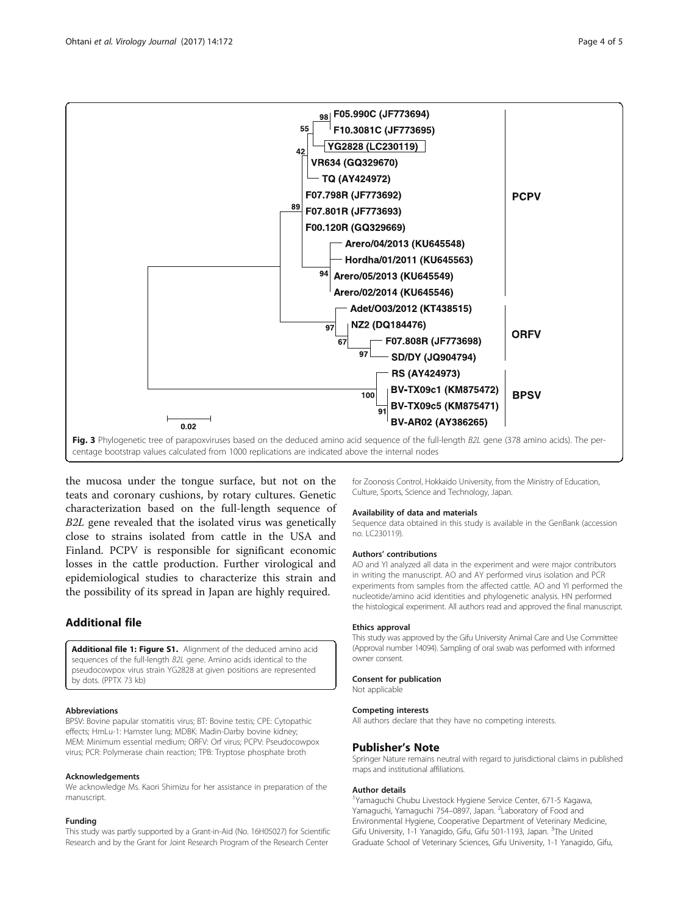Fig. 3 Phylogenetic tree of parapoxviruses based on the deduced amino acid sequence of the full-length *B2L* gene (378 amino acids). The percentage bootstrap values calculated from 1000 replications are indicated above the internal nodes

the mucosa under the tongue surface, but not on the teats and coronary cushions, by rotary cultures. Genetic characterization based on the full-length sequence of *B2L* gene revealed that the isolated virus was genetically close to strains isolated from cattle in the USA and Finland. PCPV is responsible for significant economic losses in the cattle production. Further virological and epidemiological studies to characterize this strain and the possibility of its spread in Japan are highly required.

## Additional file

**Additional file 1: Figure S1.** Alignment of the deduced amino acid sequences of the full-length *B2L* gene. Amino acids identical to the pseudocowpox virus strain YG2828 at given positions are represented by dots. (PPTX 73 kb)

#### Abbreviations

BPSV: Bovine papular stomatitis virus; BT: Bovine testis; CPE: Cytopathic effects; HmLu-1: Hamster lung; MDBK: Madin-Darby bovine kidney; MEM: Minimum essential medium; ORFV: Orf virus; PCPV: Pseudocowpox virus; PCR: Polymerase chain reaction; TPB: Tryptose phosphate broth

#### Acknowledgements

We acknowledge Ms. Kaori Shimizu for her assistance in preparation of the manuscript.

#### Funding

This study was partly supported by a Grant-in-Aid (No. 16H05027) for Scientific Research and by the Grant for Joint Research Program of the Research Center for Zoonosis Control, Hokkaido University, from the Ministry of Education, Culture, Sports, Science and Technology, Japan.

#### Availability of data and materials

Sequence data obtained in this study is available in the GenBank (accession no. LC230119).

#### Authors' contributions

AO and YI analyzed all data in the experiment and were major contributors in writing the manuscript. AO and AY performed virus isolation and PCR experiments from samples from the affected cattle. AO and YI performed the nucleotide/amino acid identities and phylogenetic analysis. HN performed the histological experiment. All authors read and approved the final manuscript.

#### Ethics approval

This study was approved by the Gifu University Animal Care and Use Committee (Approval number 14094). Sampling of oral swab was performed with informed owner consent.

#### Consent for publication

Not applicable

#### Competing interests

All authors declare that they have no competing interests.

## Publisher's Note

Springer Nature remains neutral with regard to jurisdictional claims in published maps and institutional affiliations.

#### Author details

[1]Yamaguchi Chubu Livestock Hygiene Service Center, 671-5 Kagawa, Yamaguchi, Yamaguchi 754–0897, Japan. [2]Laboratory of Food and Environmental Hygiene, Cooperative Department of Veterinary Medicine, Gifu University, 1-1 Yanagido, Gifu, Gifu 501-1193, Japan. [3]The United Graduate School of Veterinary Sciences, Gifu University, 1-1 Yanagido, Gifu,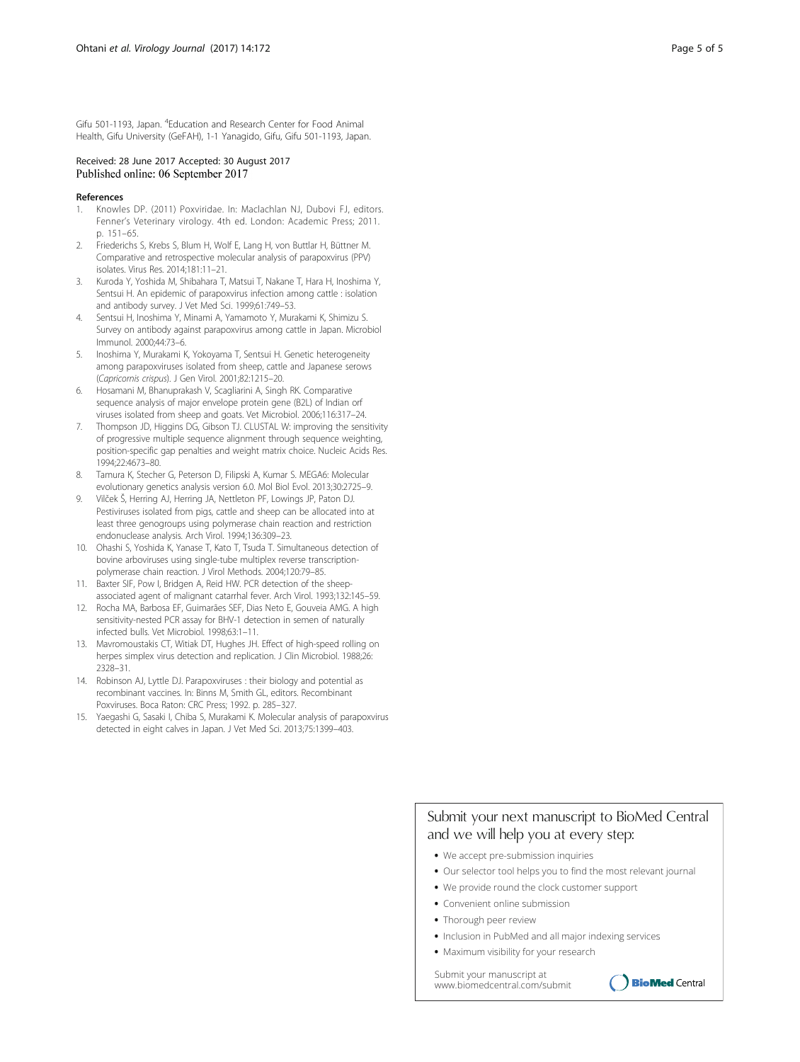Gifu 501-1193, Japan. [4]Education and Research Center for Food Animal Health, Gifu University (GeFAH), 1-1 Yanagido, Gifu, Gifu 501-1193, Japan.

Received: 28 June 2017 Accepted: 30 August 2017
Published online: 06 September 2017

### References

1. Knowles DP. (2011) Poxviridae. In: Maclachlan NJ, Dubovi FJ, editors. Fenner's Veterinary virology. 4th ed. London: Academic Press; 2011. p. 151–65.
2. Friederichs S, Krebs S, Blum H, Wolf E, Lang H, von Buttlar H, Büttner M. Comparative and retrospective molecular analysis of parapoxvirus (PPV) isolates. Virus Res. 2014;181:11–21.
3. Kuroda Y, Yoshida M, Shibahara T, Matsui T, Nakane T, Hara H, Inoshima Y, Sentsui H. An epidemic of parapoxvirus infection among cattle : isolation and antibody survey. J Vet Med Sci. 1999;61:749–53.
4. Sentsui H, Inoshima Y, Minami A, Yamamoto Y, Murakami K, Shimizu S. Survey on antibody against parapoxvirus among cattle in Japan. Microbiol Immunol. 2000;44:73–6.
5. Inoshima Y, Murakami K, Yokoyama T, Sentsui H. Genetic heterogeneity among parapoxviruses isolated from sheep, cattle and Japanese serows (*Capricornis crispus*). J Gen Virol. 2001;82:1215–20.
6. Hosamani M, Bhanuprakash V, Scagliarini A, Singh RK. Comparative sequence analysis of major envelope protein gene (B2L) of Indian orf viruses isolated from sheep and goats. Vet Microbiol. 2006;116:317–24.
7. Thompson JD, Higgins DG, Gibson TJ. CLUSTAL W: improving the sensitivity of progressive multiple sequence alignment through sequence weighting, position-specific gap penalties and weight matrix choice. Nucleic Acids Res. 1994;22:4673–80.
8. Tamura K, Stecher G, Peterson D, Filipski A, Kumar S. MEGA6: Molecular evolutionary genetics analysis version 6.0. Mol Biol Evol. 2013;30:2725–9.
9. Vilček Š, Herring AJ, Herring JA, Nettleton PF, Lowings JP, Paton DJ. Pestiviruses isolated from pigs, cattle and sheep can be allocated into at least three genogroups using polymerase chain reaction and restriction endonuclease analysis. Arch Virol. 1994;136:309–23.
10. Ohashi S, Yoshida K, Yanase T, Kato T, Tsuda T. Simultaneous detection of bovine arboviruses using single-tube multiplex reverse transcription-polymerase chain reaction. J Virol Methods. 2004;120:79–85.
11. Baxter SIF, Pow I, Bridgen A, Reid HW. PCR detection of the sheep-associated agent of malignant catarrhal fever. Arch Virol. 1993;132:145–59.
12. Rocha MA, Barbosa EF, Guimarães SEF, Dias Neto E, Gouveia AMG. A high sensitivity-nested PCR assay for BHV-1 detection in semen of naturally infected bulls. Vet Microbiol. 1998;63:1–11.
13. Mavromoustakis CT, Witiak DT, Hughes JH. Effect of high-speed rolling on herpes simplex virus detection and replication. J Clin Microbiol. 1988;26:2328–31.
14. Robinson AJ, Lyttle DJ. Parapoxviruses : their biology and potential as recombinant vaccines. In: Binns M, Smith GL, editors. Recombinant Poxviruses. Boca Raton: CRC Press; 1992. p. 285–327.
15. Yaegashi G, Sasaki I, Chiba S, Murakami K. Molecular analysis of parapoxvirus detected in eight calves in Japan. J Vet Med Sci. 2013;75:1399–403.

Submit your next manuscript to BioMed Central and we will help you at every step:

- We accept pre-submission inquiries
- Our selector tool helps you to find the most relevant journal
- We provide round the clock customer support
- Convenient online submission
- Thorough peer review
- Inclusion in PubMed and all major indexing services
- Maximum visibility for your research

Submit your manuscript at
www.biomedcentral.com/submit

BioMed Central